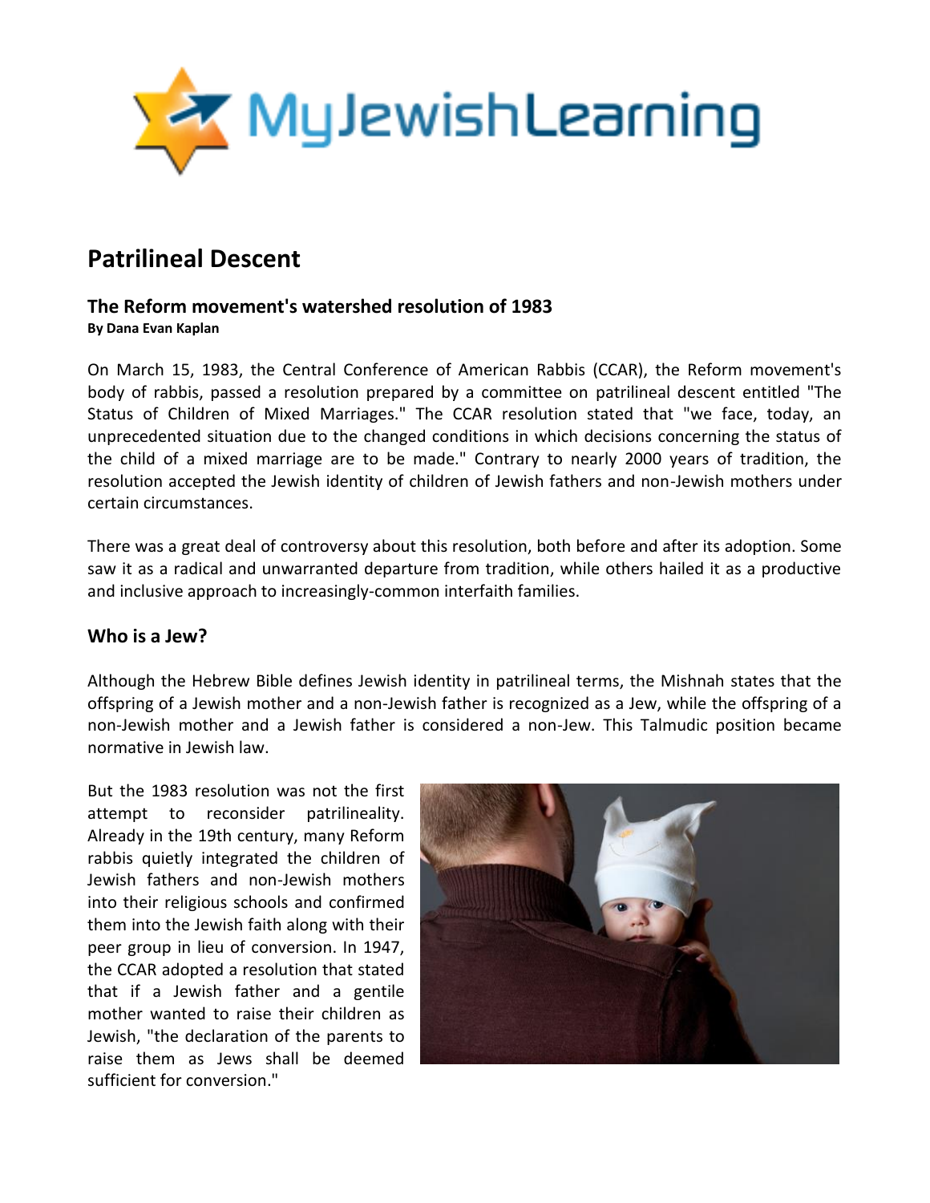# Patrilineal Descent

### The Reform movement's watershed resolution of 1983

**By Dana Evan Kaplan**

On March 15, 1983, the Central Conference of American Rabbis (CCAR), the Reform movement's body of rabbis, passed a resolution prepared by a committee on patrilineal descent entitled "The Status of Children of Mixed Marriages." The CCAR resolution stated that "we face, today, an unprecedented situation due to the changed conditions in which decisions concerning the status of the child of a mixed marriage are to be made." Contrary to nearly 2000 years of tradition, the resolution accepted the Jewish identity of children of Jewish fathers and non-Jewish mothers under certain circumstances.

There was a great deal of controversy about this resolution, both before and after its adoption. Some saw it as a radical and unwarranted departure from tradition, while others hailed it as a productive and inclusive approach to increasingly-common interfaith families.

### Who is a Jew?

Although the Hebrew Bible defines Jewish identity in patrilineal terms, the Mishnah states that the offspring of a Jewish mother and a non-Jewish father is recognized as a Jew, while the offspring of a non-Jewish mother and a Jewish father is considered a non-Jew. This Talmudic position became normative in Jewish law.

But the 1983 resolution was not the first attempt to reconsider patrilineality. Already in the 19th century, many Reform rabbis quietly integrated the children of Jewish fathers and non-Jewish mothers into their religious schools and confirmed them into the Jewish faith along with their peer group in lieu of conversion. In 1947, the CCAR adopted a resolution that stated that if a Jewish father and a gentile mother wanted to raise their children as Jewish, "the declaration of the parents to raise them as Jews shall be deemed sufficient for conversion."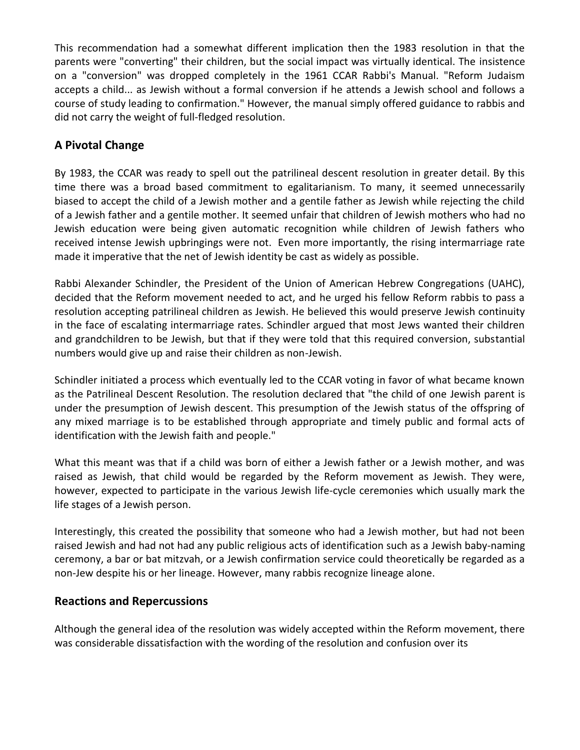This recommendation had a somewhat different implication then the 1983 resolution in that the parents were "converting" their children, but the social impact was virtually identical. The insistence on a "conversion" was dropped completely in the 1961 CCAR Rabbi's Manual. "Reform Judaism accepts a child... as Jewish without a formal conversion if he attends a Jewish school and follows a course of study leading to confirmation." However, the manual simply offered guidance to rabbis and did not carry the weight of full-fledged resolution.

## A Pivotal Change

By 1983, the CCAR was ready to spell out the patrilineal descent resolution in greater detail. By this time there was a broad based commitment to egalitarianism. To many, it seemed unnecessarily biased to accept the child of a Jewish mother and a gentile father as Jewish while rejecting the child of a Jewish father and a gentile mother. It seemed unfair that children of Jewish mothers who had no Jewish education were being given automatic recognition while children of Jewish fathers who received intense Jewish upbringings were not. Even more importantly, the rising intermarriage rate made it imperative that the net of Jewish identity be cast as widely as possible.

Rabbi Alexander Schindler, the President of the Union of American Hebrew Congregations (UAHC), decided that the Reform movement needed to act, and he urged his fellow Reform rabbis to pass a resolution accepting patrilineal children as Jewish. He believed this would preserve Jewish continuity in the face of escalating intermarriage rates. Schindler argued that most Jews wanted their children and grandchildren to be Jewish, but that if they were told that this required conversion, substantial numbers would give up and raise their children as non-Jewish.

Schindler initiated a process which eventually led to the CCAR voting in favor of what became known as the Patrilineal Descent Resolution. The resolution declared that "the child of one Jewish parent is under the presumption of Jewish descent. This presumption of the Jewish status of the offspring of any mixed marriage is to be established through appropriate and timely public and formal acts of identification with the Jewish faith and people."

What this meant was that if a child was born of either a Jewish father or a Jewish mother, and was raised as Jewish, that child would be regarded by the Reform movement as Jewish. They were, however, expected to participate in the various Jewish life-cycle ceremonies which usually mark the life stages of a Jewish person.

Interestingly, this created the possibility that someone who had a Jewish mother, but had not been raised Jewish and had not had any public religious acts of identification such as a Jewish baby-naming ceremony, a bar or bat mitzvah, or a Jewish confirmation service could theoretically be regarded as a non-Jew despite his or her lineage. However, many rabbis recognize lineage alone.

## Reactions and Repercussions

Although the general idea of the resolution was widely accepted within the Reform movement, there was considerable dissatisfaction with the wording of the resolution and confusion over its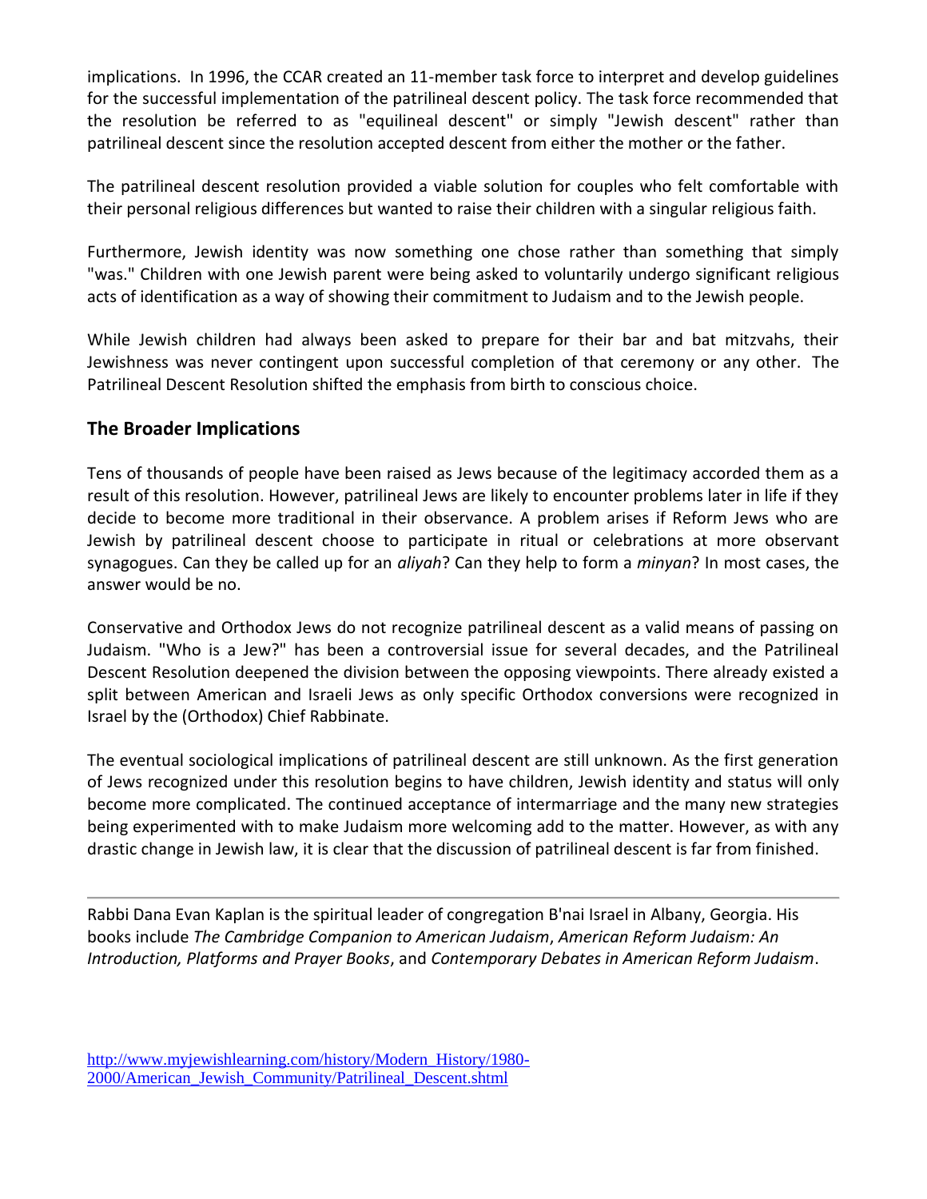implications. In 1996, the CCAR created an 11-member task force to interpret and develop guidelines for the successful implementation of the patrilineal descent policy. The task force recommended that the resolution be referred to as "equilineal descent" or simply "Jewish descent" rather than patrilineal descent since the resolution accepted descent from either the mother or the father.

The patrilineal descent resolution provided a viable solution for couples who felt comfortable with their personal religious differences but wanted to raise their children with a singular religious faith.

Furthermore, Jewish identity was now something one chose rather than something that simply "was." Children with one Jewish parent were being asked to voluntarily undergo significant religious acts of identification as a way of showing their commitment to Judaism and to the Jewish people.

While Jewish children had always been asked to prepare for their bar and bat mitzvahs, their Jewishness was never contingent upon successful completion of that ceremony or any other. The Patrilineal Descent Resolution shifted the emphasis from birth to conscious choice.

## The Broader Implications

Tens of thousands of people have been raised as Jews because of the legitimacy accorded them as a result of this resolution. However, patrilineal Jews are likely to encounter problems later in life if they decide to become more traditional in their observance. A problem arises if Reform Jews who are Jewish by patrilineal descent choose to participate in ritual or celebrations at more observant synagogues. Can they be called up for an *aliyah*? Can they help to form a *minyan*? In most cases, the answer would be no.

Conservative and Orthodox Jews do not recognize patrilineal descent as a valid means of passing on Judaism. "Who is a Jew?" has been a controversial issue for several decades, and the Patrilineal Descent Resolution deepened the division between the opposing viewpoints. There already existed a split between American and Israeli Jews as only specific Orthodox conversions were recognized in Israel by the (Orthodox) Chief Rabbinate.

The eventual sociological implications of patrilineal descent are still unknown. As the first generation of Jews recognized under this resolution begins to have children, Jewish identity and status will only become more complicated. The continued acceptance of intermarriage and the many new strategies being experimented with to make Judaism more welcoming add to the matter. However, as with any drastic change in Jewish law, it is clear that the discussion of patrilineal descent is far from finished.

---

Rabbi Dana Evan Kaplan is the spiritual leader of congregation B'nai Israel in Albany, Georgia. His books include *The Cambridge Companion to American Judaism*, *American Reform Judaism: An Introduction, Platforms and Prayer Books*, and *Contemporary Debates in American Reform Judaism*.

http://www.myjewishlearning.com/history/Modern_History/1980-2000/American_Jewish_Community/Patrilineal_Descent.shtml